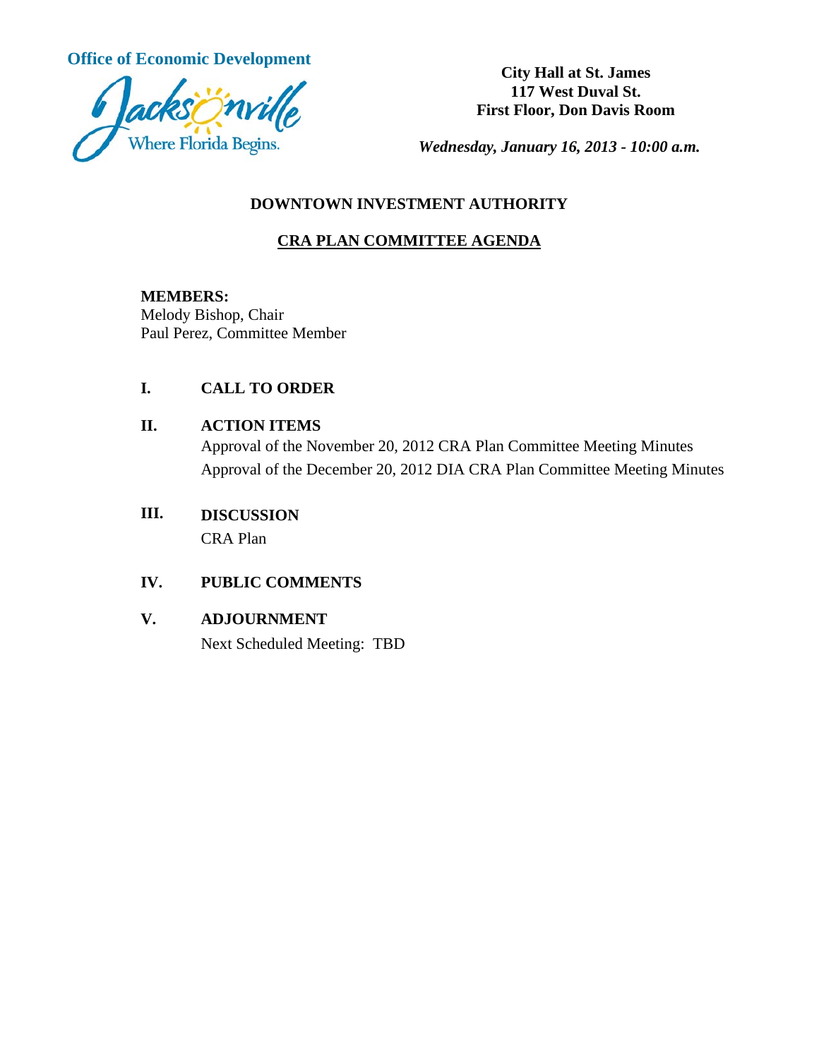**Office of Economic Development**

Jacksonville
Where Florida Begins.

**City Hall at St. James**
**117 West Duval St.**
**First Floor, Don Davis Room**

***Wednesday, January 16, 2013 - 10:00 a.m.***

## DOWNTOWN INVESTMENT AUTHORITY

## CRA PLAN COMMITTEE AGENDA

**MEMBERS:**
Melody Bishop, Chair
Paul Perez, Committee Member

**I. CALL TO ORDER**

**II. ACTION ITEMS**

Approval of the November 20, 2012 CRA Plan Committee Meeting Minutes

Approval of the December 20, 2012 DIA CRA Plan Committee Meeting Minutes

**III. DISCUSSION**

CRA Plan

**IV. PUBLIC COMMENTS**

**V. ADJOURNMENT**

Next Scheduled Meeting: TBD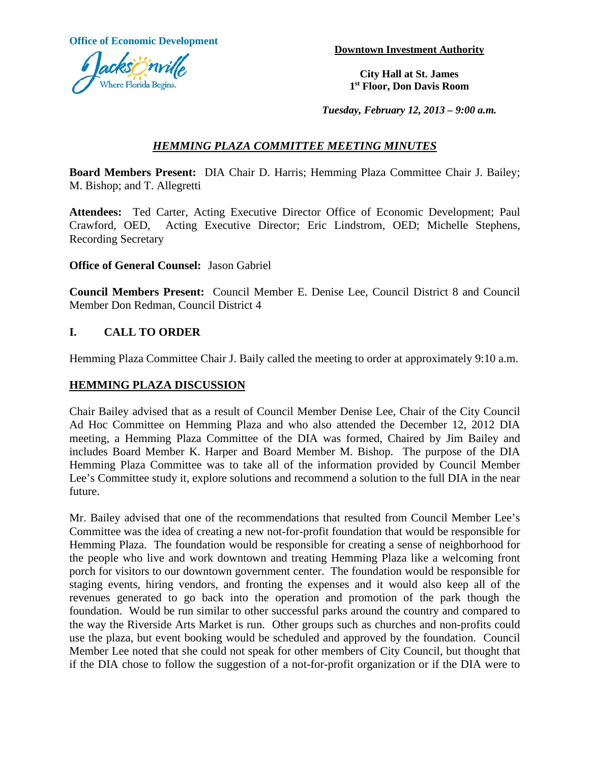Office of Economic Development

**Downtown Investment Authority**

**City Hall at St. James**
**1st Floor, Don Davis Room**

***Tuesday, February 12, 2013 – 9:00 a.m.***

## ***HEMMING PLAZA COMMITTEE MEETING MINUTES***

**Board Members Present:** DIA Chair D. Harris; Hemming Plaza Committee Chair J. Bailey; M. Bishop; and T. Allegretti

**Attendees:** Ted Carter, Acting Executive Director Office of Economic Development; Paul Crawford, OED, Acting Executive Director; Eric Lindstrom, OED; Michelle Stephens, Recording Secretary

**Office of General Counsel:** Jason Gabriel

**Council Members Present:** Council Member E. Denise Lee, Council District 8 and Council Member Don Redman, Council District 4

## I. CALL TO ORDER

Hemming Plaza Committee Chair J. Baily called the meeting to order at approximately 9:10 a.m.

## HEMMING PLAZA DISCUSSION

Chair Bailey advised that as a result of Council Member Denise Lee, Chair of the City Council Ad Hoc Committee on Hemming Plaza and who also attended the December 12, 2012 DIA meeting, a Hemming Plaza Committee of the DIA was formed, Chaired by Jim Bailey and includes Board Member K. Harper and Board Member M. Bishop. The purpose of the DIA Hemming Plaza Committee was to take all of the information provided by Council Member Lee's Committee study it, explore solutions and recommend a solution to the full DIA in the near future.

Mr. Bailey advised that one of the recommendations that resulted from Council Member Lee's Committee was the idea of creating a new not-for-profit foundation that would be responsible for Hemming Plaza. The foundation would be responsible for creating a sense of neighborhood for the people who live and work downtown and treating Hemming Plaza like a welcoming front porch for visitors to our downtown government center. The foundation would be responsible for staging events, hiring vendors, and fronting the expenses and it would also keep all of the revenues generated to go back into the operation and promotion of the park though the foundation. Would be run similar to other successful parks around the country and compared to the way the Riverside Arts Market is run. Other groups such as churches and non-profits could use the plaza, but event booking would be scheduled and approved by the foundation. Council Member Lee noted that she could not speak for other members of City Council, but thought that if the DIA chose to follow the suggestion of a not-for-profit organization or if the DIA were to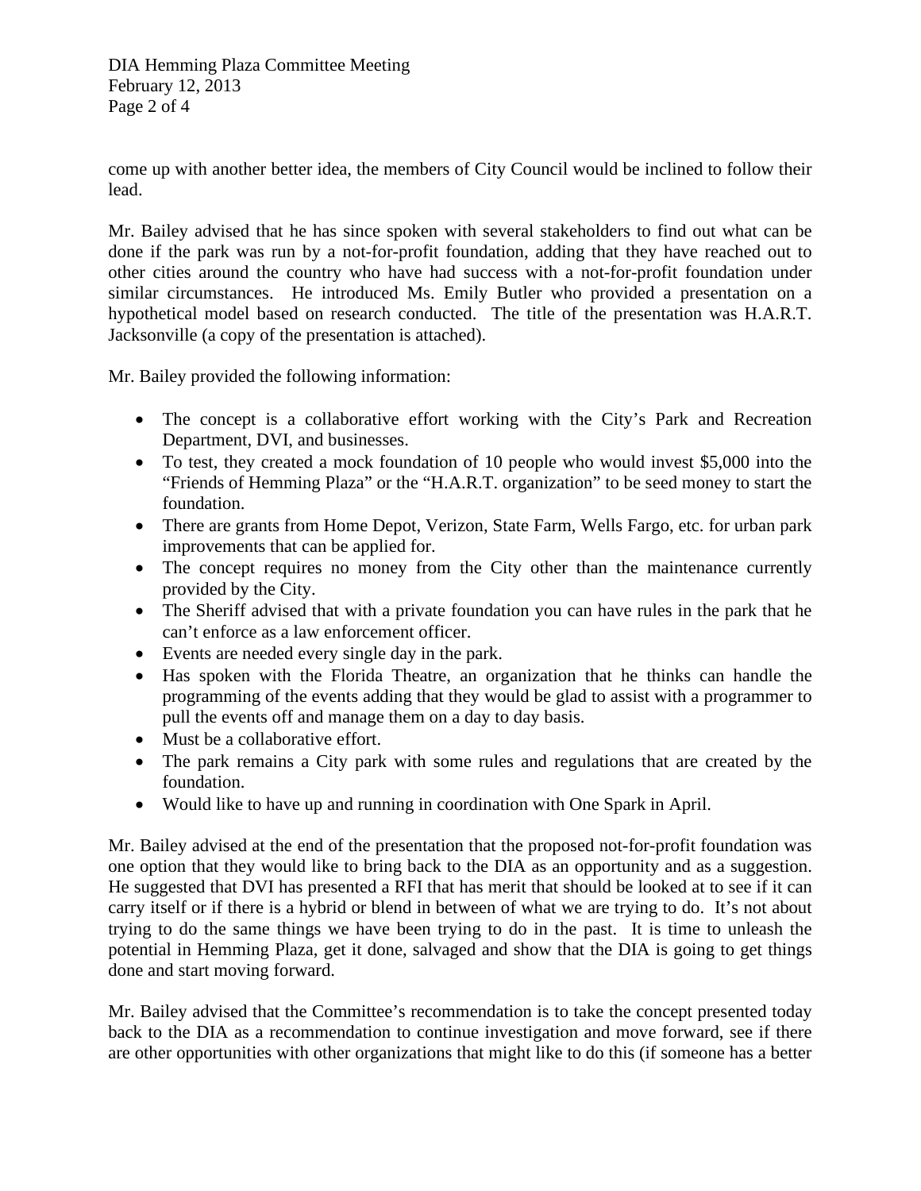come up with another better idea, the members of City Council would be inclined to follow their lead.

Mr. Bailey advised that he has since spoken with several stakeholders to find out what can be done if the park was run by a not-for-profit foundation, adding that they have reached out to other cities around the country who have had success with a not-for-profit foundation under similar circumstances. He introduced Ms. Emily Butler who provided a presentation on a hypothetical model based on research conducted. The title of the presentation was H.A.R.T. Jacksonville (a copy of the presentation is attached).

Mr. Bailey provided the following information:

- The concept is a collaborative effort working with the City's Park and Recreation Department, DVI, and businesses.
- To test, they created a mock foundation of 10 people who would invest $5,000 into the "Friends of Hemming Plaza" or the "H.A.R.T. organization" to be seed money to start the foundation.
- There are grants from Home Depot, Verizon, State Farm, Wells Fargo, etc. for urban park improvements that can be applied for.
- The concept requires no money from the City other than the maintenance currently provided by the City.
- The Sheriff advised that with a private foundation you can have rules in the park that he can't enforce as a law enforcement officer.
- Events are needed every single day in the park.
- Has spoken with the Florida Theatre, an organization that he thinks can handle the programming of the events adding that they would be glad to assist with a programmer to pull the events off and manage them on a day to day basis.
- Must be a collaborative effort.
- The park remains a City park with some rules and regulations that are created by the foundation.
- Would like to have up and running in coordination with One Spark in April.

Mr. Bailey advised at the end of the presentation that the proposed not-for-profit foundation was one option that they would like to bring back to the DIA as an opportunity and as a suggestion. He suggested that DVI has presented a RFI that has merit that should be looked at to see if it can carry itself or if there is a hybrid or blend in between of what we are trying to do. It's not about trying to do the same things we have been trying to do in the past. It is time to unleash the potential in Hemming Plaza, get it done, salvaged and show that the DIA is going to get things done and start moving forward.

Mr. Bailey advised that the Committee's recommendation is to take the concept presented today back to the DIA as a recommendation to continue investigation and move forward, see if there are other opportunities with other organizations that might like to do this (if someone has a better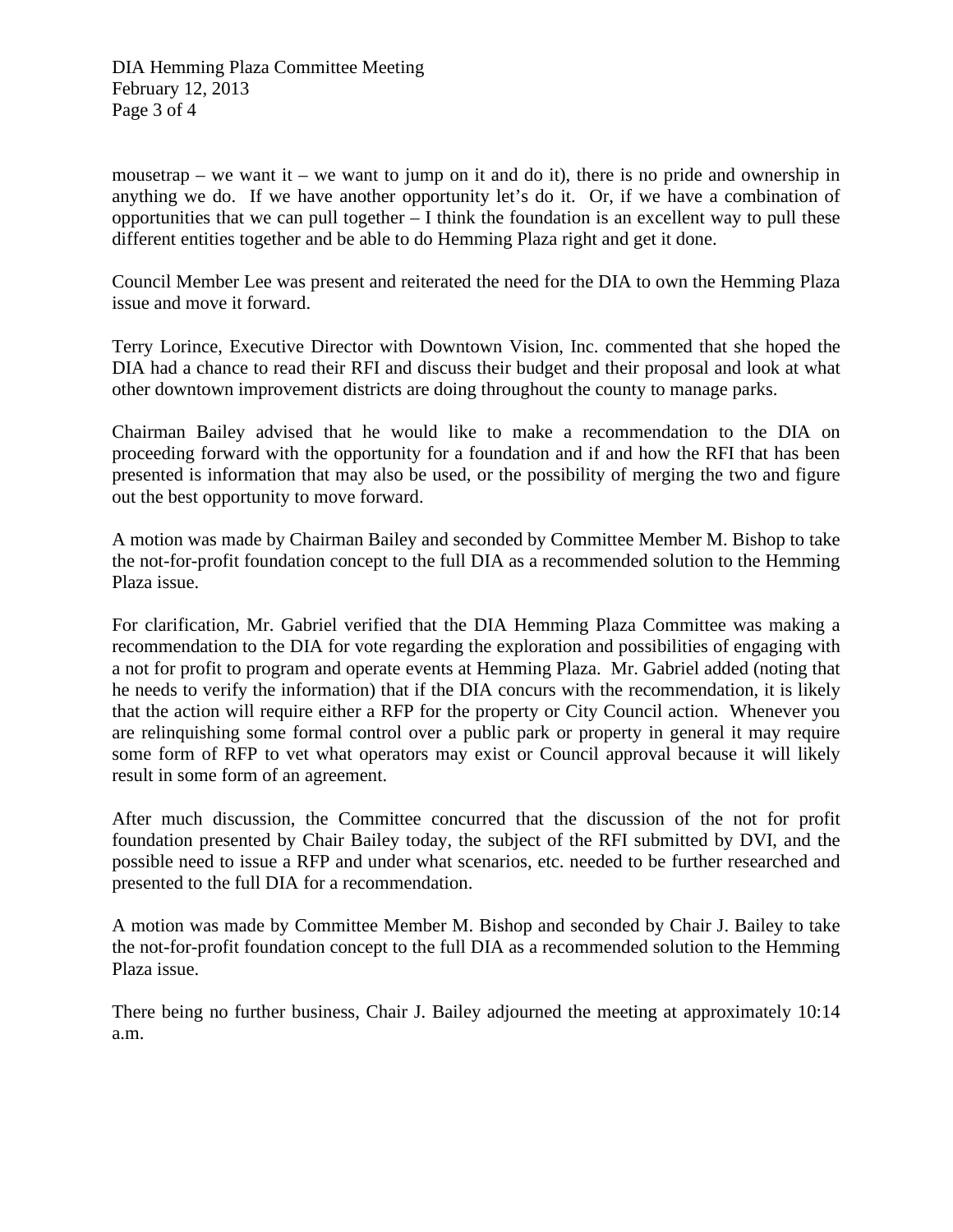mousetrap – we want it – we want to jump on it and do it), there is no pride and ownership in anything we do. If we have another opportunity let's do it. Or, if we have a combination of opportunities that we can pull together – I think the foundation is an excellent way to pull these different entities together and be able to do Hemming Plaza right and get it done.

Council Member Lee was present and reiterated the need for the DIA to own the Hemming Plaza issue and move it forward.

Terry Lorince, Executive Director with Downtown Vision, Inc. commented that she hoped the DIA had a chance to read their RFI and discuss their budget and their proposal and look at what other downtown improvement districts are doing throughout the county to manage parks.

Chairman Bailey advised that he would like to make a recommendation to the DIA on proceeding forward with the opportunity for a foundation and if and how the RFI that has been presented is information that may also be used, or the possibility of merging the two and figure out the best opportunity to move forward.

A motion was made by Chairman Bailey and seconded by Committee Member M. Bishop to take the not-for-profit foundation concept to the full DIA as a recommended solution to the Hemming Plaza issue.

For clarification, Mr. Gabriel verified that the DIA Hemming Plaza Committee was making a recommendation to the DIA for vote regarding the exploration and possibilities of engaging with a not for profit to program and operate events at Hemming Plaza. Mr. Gabriel added (noting that he needs to verify the information) that if the DIA concurs with the recommendation, it is likely that the action will require either a RFP for the property or City Council action. Whenever you are relinquishing some formal control over a public park or property in general it may require some form of RFP to vet what operators may exist or Council approval because it will likely result in some form of an agreement.

After much discussion, the Committee concurred that the discussion of the not for profit foundation presented by Chair Bailey today, the subject of the RFI submitted by DVI, and the possible need to issue a RFP and under what scenarios, etc. needed to be further researched and presented to the full DIA for a recommendation.

A motion was made by Committee Member M. Bishop and seconded by Chair J. Bailey to take the not-for-profit foundation concept to the full DIA as a recommended solution to the Hemming Plaza issue.

There being no further business, Chair J. Bailey adjourned the meeting at approximately 10:14 a.m.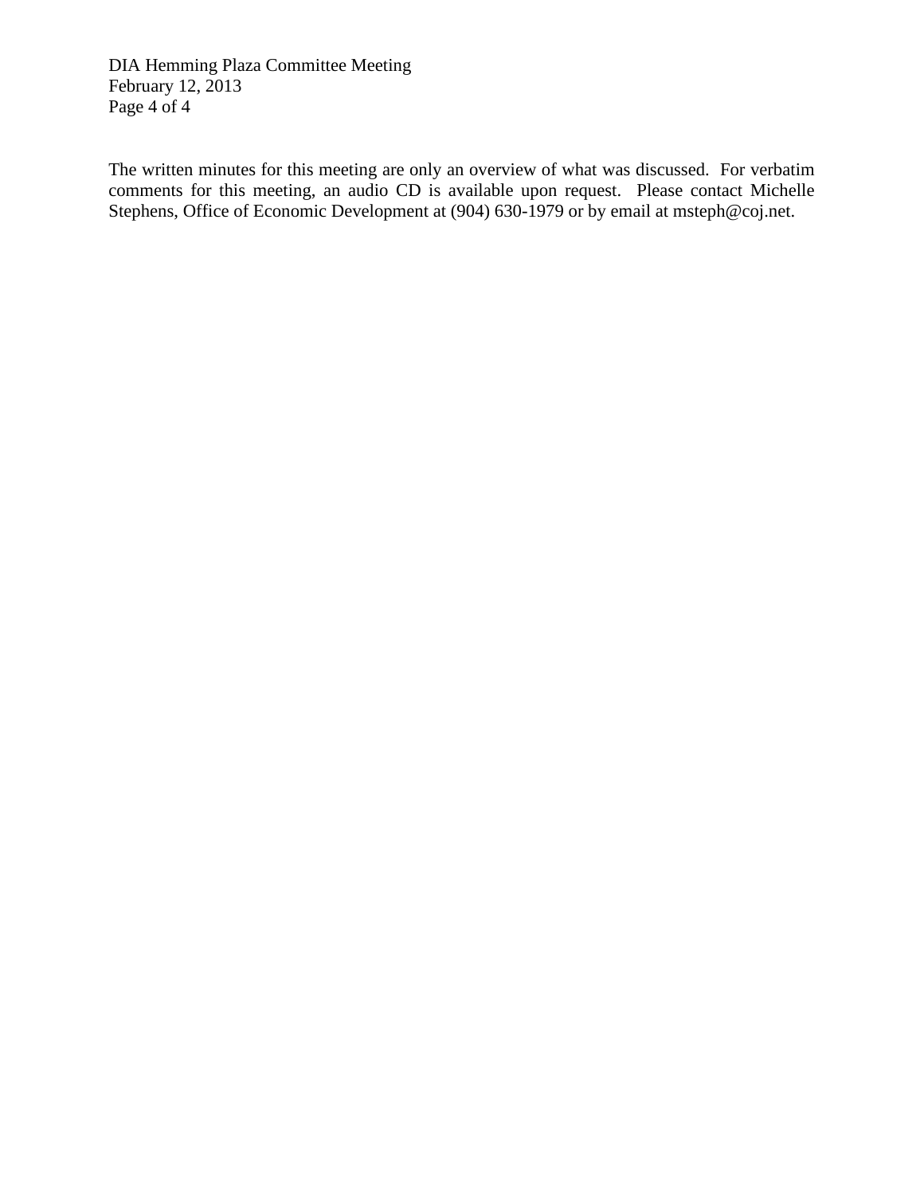The written minutes for this meeting are only an overview of what was discussed. For verbatim comments for this meeting, an audio CD is available upon request. Please contact Michelle Stephens, Office of Economic Development at (904) 630-1979 or by email at msteph@coj.net.